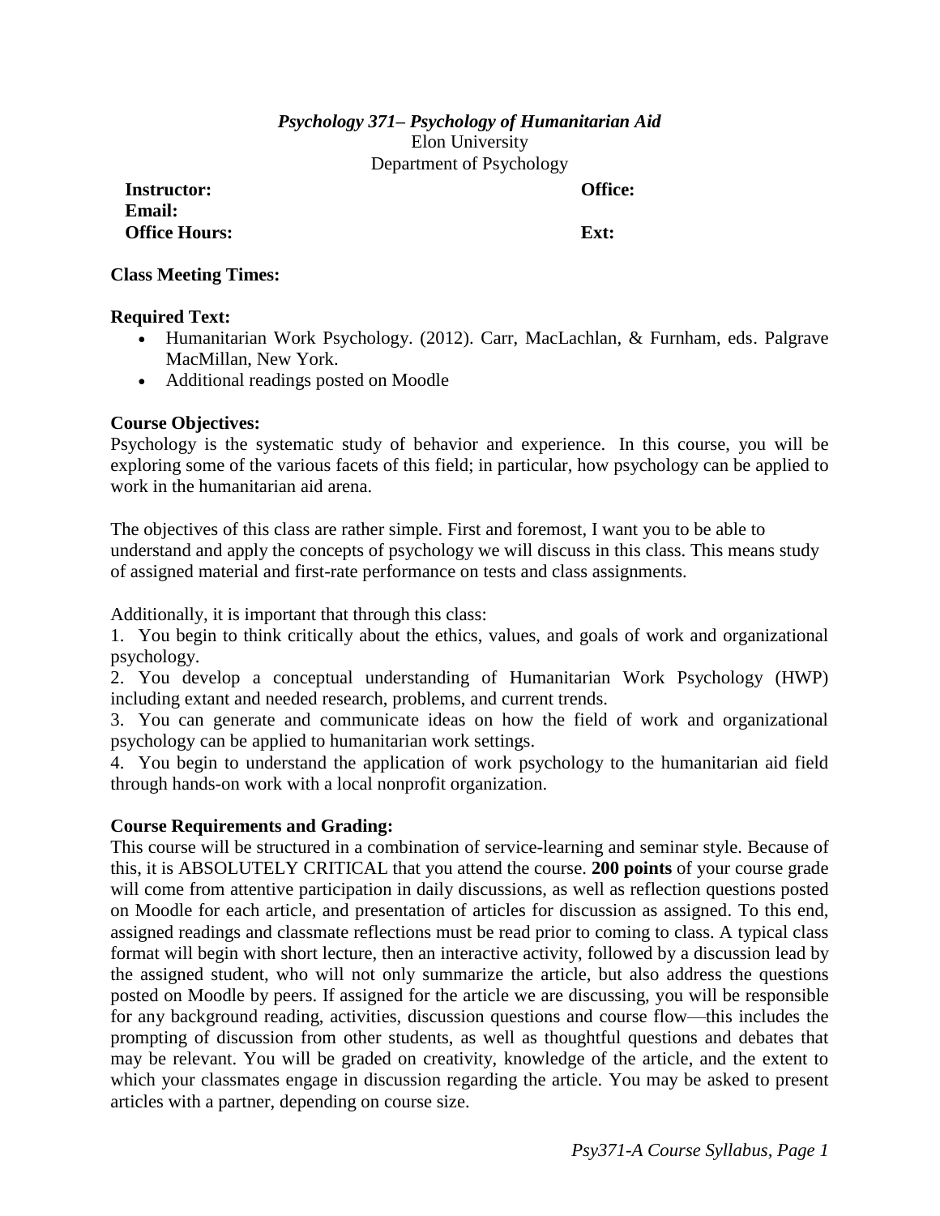***Psychology 371– Psychology of Humanitarian Aid***

Elon University

Department of Psychology

**Instructor:** **Office:**

**Email:**

**Office Hours:** **Ext:**

**Class Meeting Times:**

**Required Text:**

- Humanitarian Work Psychology. (2012). Carr, MacLachlan, & Furnham, eds. Palgrave MacMillan, New York.
- Additional readings posted on Moodle

**Course Objectives:**

Psychology is the systematic study of behavior and experience. In this course, you will be exploring some of the various facets of this field; in particular, how psychology can be applied to work in the humanitarian aid arena.

The objectives of this class are rather simple. First and foremost, I want you to be able to understand and apply the concepts of psychology we will discuss in this class. This means study of assigned material and first-rate performance on tests and class assignments.

Additionally, it is important that through this class:

1. You begin to think critically about the ethics, values, and goals of work and organizational psychology.
2. You develop a conceptual understanding of Humanitarian Work Psychology (HWP) including extant and needed research, problems, and current trends.
3. You can generate and communicate ideas on how the field of work and organizational psychology can be applied to humanitarian work settings.
4. You begin to understand the application of work psychology to the humanitarian aid field through hands-on work with a local nonprofit organization.

**Course Requirements and Grading:**

This course will be structured in a combination of service-learning and seminar style. Because of this, it is ABSOLUTELY CRITICAL that you attend the course. **200 points** of your course grade will come from attentive participation in daily discussions, as well as reflection questions posted on Moodle for each article, and presentation of articles for discussion as assigned. To this end, assigned readings and classmate reflections must be read prior to coming to class. A typical class format will begin with short lecture, then an interactive activity, followed by a discussion lead by the assigned student, who will not only summarize the article, but also address the questions posted on Moodle by peers. If assigned for the article we are discussing, you will be responsible for any background reading, activities, discussion questions and course flow—this includes the prompting of discussion from other students, as well as thoughtful questions and debates that may be relevant. You will be graded on creativity, knowledge of the article, and the extent to which your classmates engage in discussion regarding the article. You may be asked to present articles with a partner, depending on course size.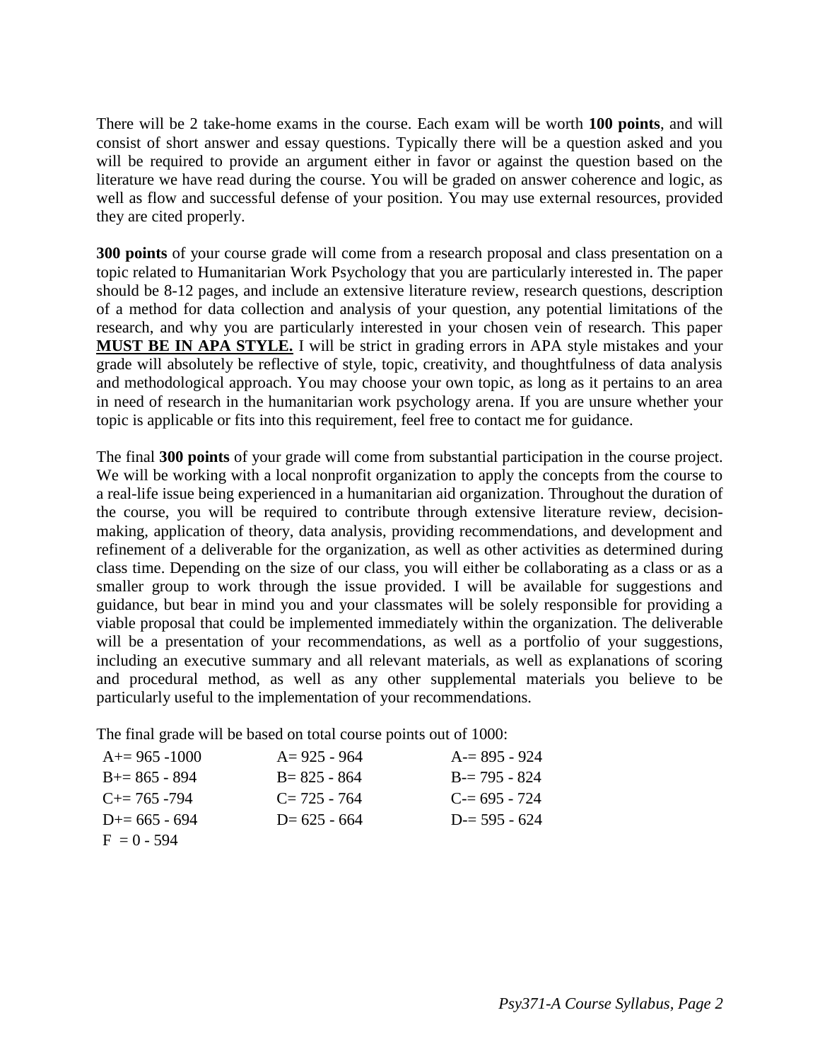There will be 2 take-home exams in the course. Each exam will be worth **100 points**, and will consist of short answer and essay questions. Typically there will be a question asked and you will be required to provide an argument either in favor or against the question based on the literature we have read during the course. You will be graded on answer coherence and logic, as well as flow and successful defense of your position. You may use external resources, provided they are cited properly.

**300 points** of your course grade will come from a research proposal and class presentation on a topic related to Humanitarian Work Psychology that you are particularly interested in. The paper should be 8-12 pages, and include an extensive literature review, research questions, description of a method for data collection and analysis of your question, any potential limitations of the research, and why you are particularly interested in your chosen vein of research. This paper **MUST BE IN APA STYLE.** I will be strict in grading errors in APA style mistakes and your grade will absolutely be reflective of style, topic, creativity, and thoughtfulness of data analysis and methodological approach. You may choose your own topic, as long as it pertains to an area in need of research in the humanitarian work psychology arena. If you are unsure whether your topic is applicable or fits into this requirement, feel free to contact me for guidance.

The final **300 points** of your grade will come from substantial participation in the course project. We will be working with a local nonprofit organization to apply the concepts from the course to a real-life issue being experienced in a humanitarian aid organization. Throughout the duration of the course, you will be required to contribute through extensive literature review, decision-making, application of theory, data analysis, providing recommendations, and development and refinement of a deliverable for the organization, as well as other activities as determined during class time. Depending on the size of our class, you will either be collaborating as a class or as a smaller group to work through the issue provided. I will be available for suggestions and guidance, but bear in mind you and your classmates will be solely responsible for providing a viable proposal that could be implemented immediately within the organization. The deliverable will be a presentation of your recommendations, as well as a portfolio of your suggestions, including an executive summary and all relevant materials, as well as explanations of scoring and procedural method, as well as any other supplemental materials you believe to be particularly useful to the implementation of your recommendations.

The final grade will be based on total course points out of 1000:

| | | |
|---|---|---|
| A+= 965 -1000 | A= 925 - 964 | A-= 895 - 924 |
| B+= 865 - 894 | B= 825 - 864 | B-= 795 - 824 |
| C+= 765 -794 | C= 725 - 764 | C-= 695 - 724 |
| D+= 665 - 694 | D= 625 - 664 | D-= 595 - 624 |
| F = 0 - 594 | | |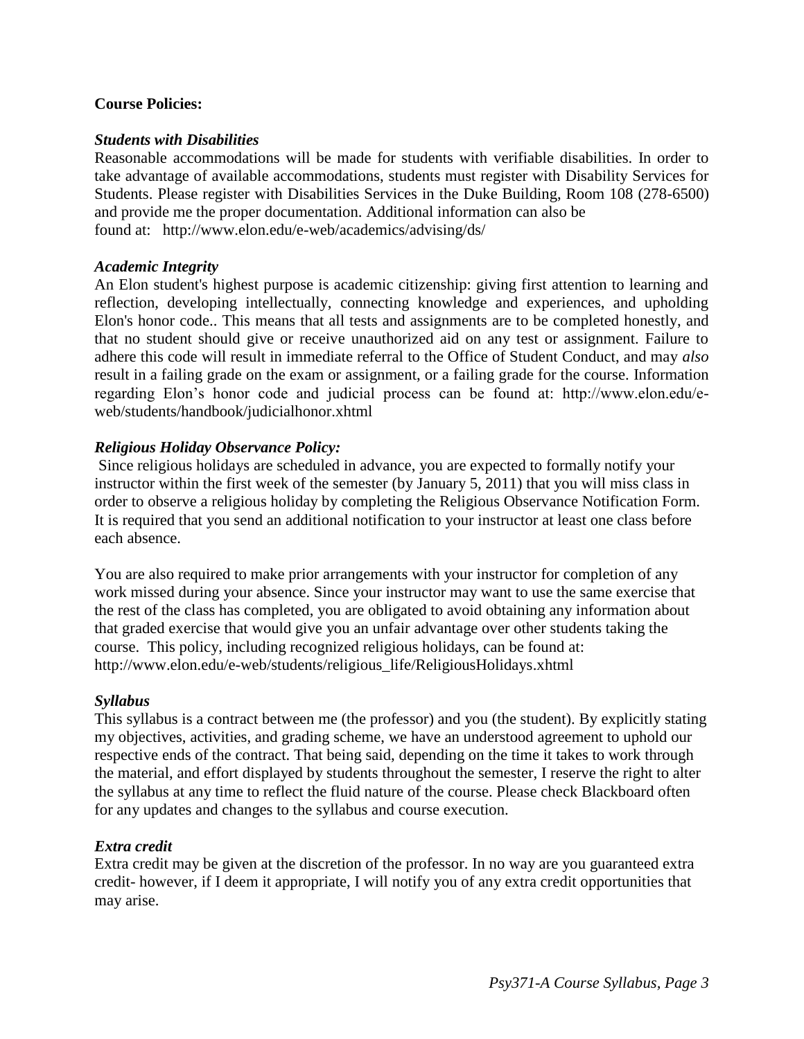**Course Policies:**

***Students with Disabilities***

Reasonable accommodations will be made for students with verifiable disabilities. In order to take advantage of available accommodations, students must register with Disability Services for Students. Please register with Disabilities Services in the Duke Building, Room 108 (278-6500) and provide me the proper documentation. Additional information can also be found at: http://www.elon.edu/e-web/academics/advising/ds/

***Academic Integrity***

An Elon student's highest purpose is academic citizenship: giving first attention to learning and reflection, developing intellectually, connecting knowledge and experiences, and upholding Elon's honor code.. This means that all tests and assignments are to be completed honestly, and that no student should give or receive unauthorized aid on any test or assignment. Failure to adhere this code will result in immediate referral to the Office of Student Conduct, and may *also* result in a failing grade on the exam or assignment, or a failing grade for the course. Information regarding Elon's honor code and judicial process can be found at: http://www.elon.edu/e-web/students/handbook/judicialhonor.xhtml

***Religious Holiday Observance Policy:***

Since religious holidays are scheduled in advance, you are expected to formally notify your instructor within the first week of the semester (by January 5, 2011) that you will miss class in order to observe a religious holiday by completing the Religious Observance Notification Form. It is required that you send an additional notification to your instructor at least one class before each absence.

You are also required to make prior arrangements with your instructor for completion of any work missed during your absence. Since your instructor may want to use the same exercise that the rest of the class has completed, you are obligated to avoid obtaining any information about that graded exercise that would give you an unfair advantage over other students taking the course. This policy, including recognized religious holidays, can be found at: http://www.elon.edu/e-web/students/religious_life/ReligiousHolidays.xhtml

***Syllabus***

This syllabus is a contract between me (the professor) and you (the student). By explicitly stating my objectives, activities, and grading scheme, we have an understood agreement to uphold our respective ends of the contract. That being said, depending on the time it takes to work through the material, and effort displayed by students throughout the semester, I reserve the right to alter the syllabus at any time to reflect the fluid nature of the course. Please check Blackboard often for any updates and changes to the syllabus and course execution.

***Extra credit***

Extra credit may be given at the discretion of the professor. In no way are you guaranteed extra credit- however, if I deem it appropriate, I will notify you of any extra credit opportunities that may arise.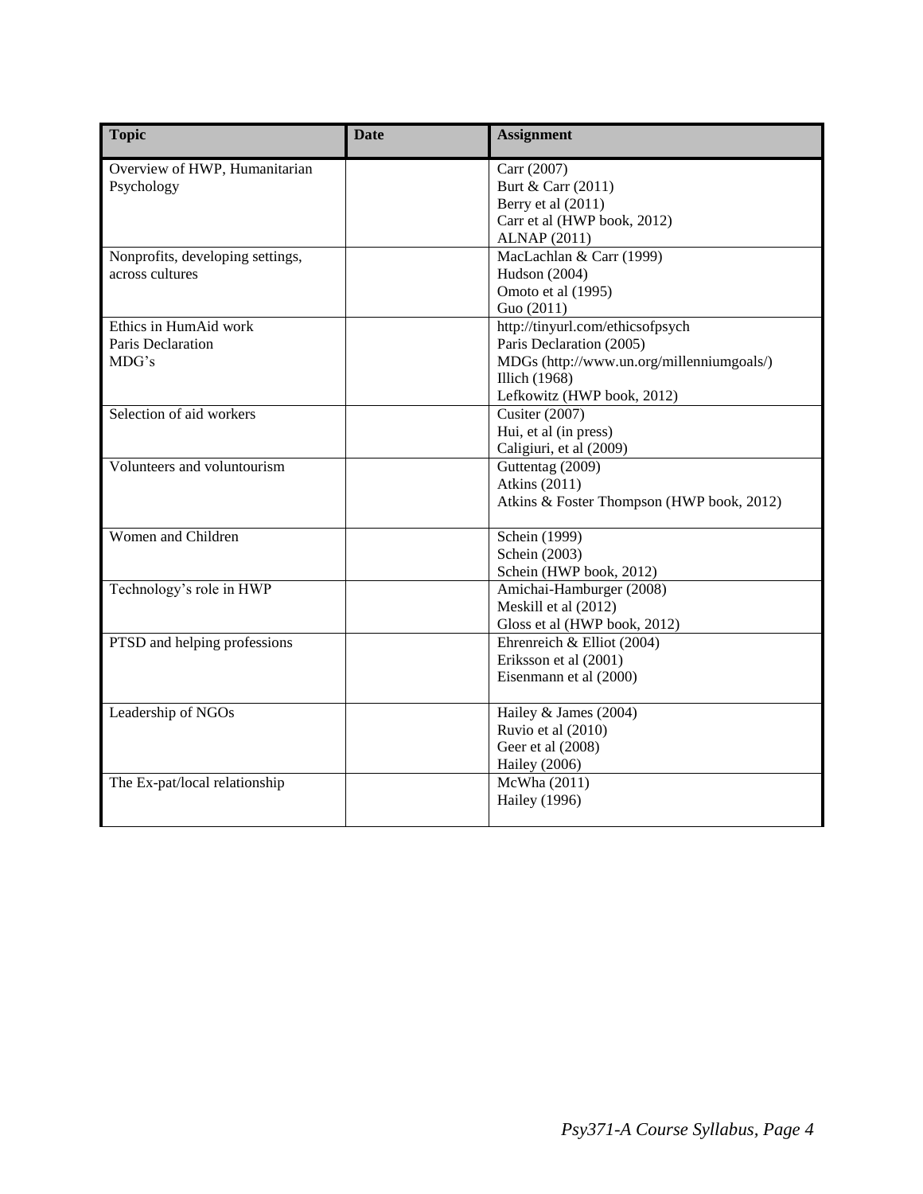| Topic | Date | Assignment |
|---|---|---|
| Overview of HWP, Humanitarian Psychology | | Carr (2007)<br>Burt & Carr (2011)<br>Berry et al (2011)<br>Carr et al (HWP book, 2012)<br>ALNAP (2011) |
| Nonprofits, developing settings, across cultures | | MacLachlan & Carr (1999)<br>Hudson (2004)<br>Omoto et al (1995)<br>Guo (2011) |
| Ethics in HumAid work<br>Paris Declaration<br>MDG's | | http://tinyurl.com/ethicsofpsych<br>Paris Declaration (2005)<br>MDGs (http://www.un.org/millenniumgoals/)<br>Illich (1968)<br>Lefkowitz (HWP book, 2012) |
| Selection of aid workers | | Cusiter (2007)<br>Hui, et al (in press)<br>Caligiuri, et al (2009) |
| Volunteers and voluntourism | | Guttentag (2009)<br>Atkins (2011)<br>Atkins & Foster Thompson (HWP book, 2012) |
| Women and Children | | Schein (1999)<br>Schein (2003)<br>Schein (HWP book, 2012) |
| Technology's role in HWP | | Amichai-Hamburger (2008)<br>Meskill et al (2012)<br>Gloss et al (HWP book, 2012) |
| PTSD and helping professions | | Ehrenreich & Elliot (2004)<br>Eriksson et al (2001)<br>Eisenmann et al (2000) |
| Leadership of NGOs | | Hailey & James (2004)<br>Ruvio et al (2010)<br>Geer et al (2008)<br>Hailey (2006) |
| The Ex-pat/local relationship | | McWha (2011)<br>Hailey (1996) |